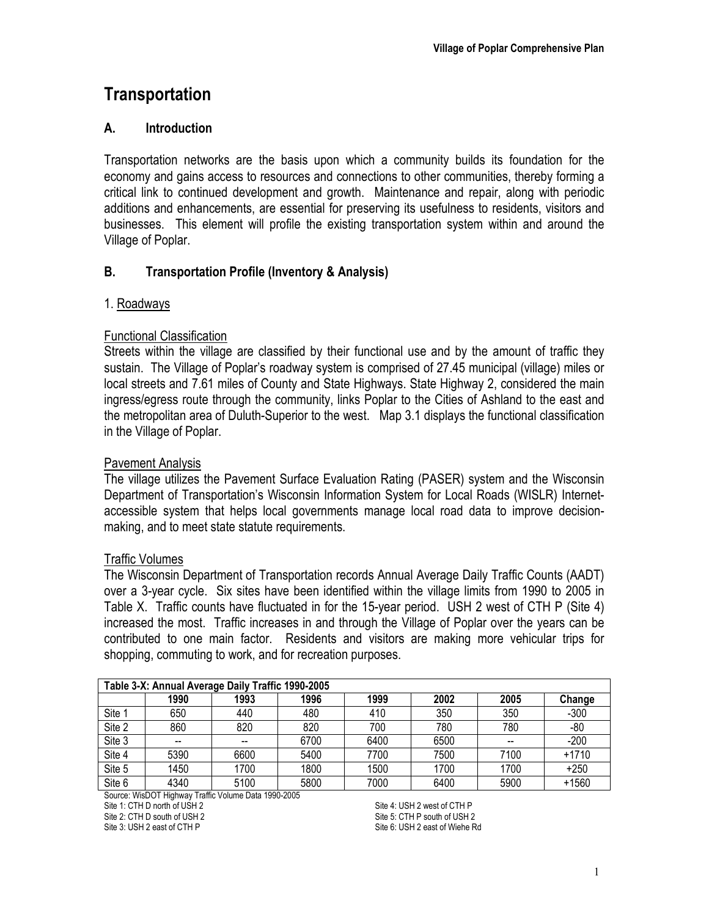# Transportation

## A. Introduction

Transportation networks are the basis upon which a community builds its foundation for the economy and gains access to resources and connections to other communities, thereby forming a critical link to continued development and growth. Maintenance and repair, along with periodic additions and enhancements, are essential for preserving its usefulness to residents, visitors and businesses. This element will profile the existing transportation system within and around the Village of Poplar.

## B. Transportation Profile (Inventory & Analysis)

### 1. Roadways

#### Functional Classification

Streets within the village are classified by their functional use and by the amount of traffic they sustain. The Village of Poplar's roadway system is comprised of 27.45 municipal (village) miles or local streets and 7.61 miles of County and State Highways. State Highway 2, considered the main ingress/egress route through the community, links Poplar to the Cities of Ashland to the east and the metropolitan area of Duluth-Superior to the west. Map 3.1 displays the functional classification in the Village of Poplar.

#### Pavement Analysis

The village utilizes the Pavement Surface Evaluation Rating (PASER) system and the Wisconsin Department of Transportation's Wisconsin Information System for Local Roads (WISLR) Internet-accessible system that helps local governments manage local road data to improve decision-making, and to meet state statute requirements.

#### Traffic Volumes

The Wisconsin Department of Transportation records Annual Average Daily Traffic Counts (AADT) over a 3-year cycle. Six sites have been identified within the village limits from 1990 to 2005 in Table X. Traffic counts have fluctuated in for the 15-year period. USH 2 west of CTH P (Site 4) increased the most. Traffic increases in and through the Village of Poplar over the years can be contributed to one main factor. Residents and visitors are making more vehicular trips for shopping, commuting to work, and for recreation purposes.

**Table 3-X: Annual Average Daily Traffic 1990-2005**

| | 1990 | 1993 | 1996 | 1999 | 2002 | 2005 | Change |
|---|---|---|---|---|---|---|---|
| Site 1 | 650 | 440 | 480 | 410 | 350 | 350 | -300 |
| Site 2 | 860 | 820 | 820 | 700 | 780 | 780 | -80 |
| Site 3 | -- | -- | 6700 | 6400 | 6500 | -- | -200 |
| Site 4 | 5390 | 6600 | 5400 | 7700 | 7500 | 7100 | +1710 |
| Site 5 | 1450 | 1700 | 1800 | 1500 | 1700 | 1700 | +250 |
| Site 6 | 4340 | 5100 | 5800 | 7000 | 6400 | 5900 | +1560 |

Source: WisDOT Highway Traffic Volume Data 1990-2005

Site 1: CTH D north of USH 2
Site 2: CTH D south of USH 2
Site 3: USH 2 east of CTH P
Site 4: USH 2 west of CTH P
Site 5: CTH P south of USH 2
Site 6: USH 2 east of Wiehe Rd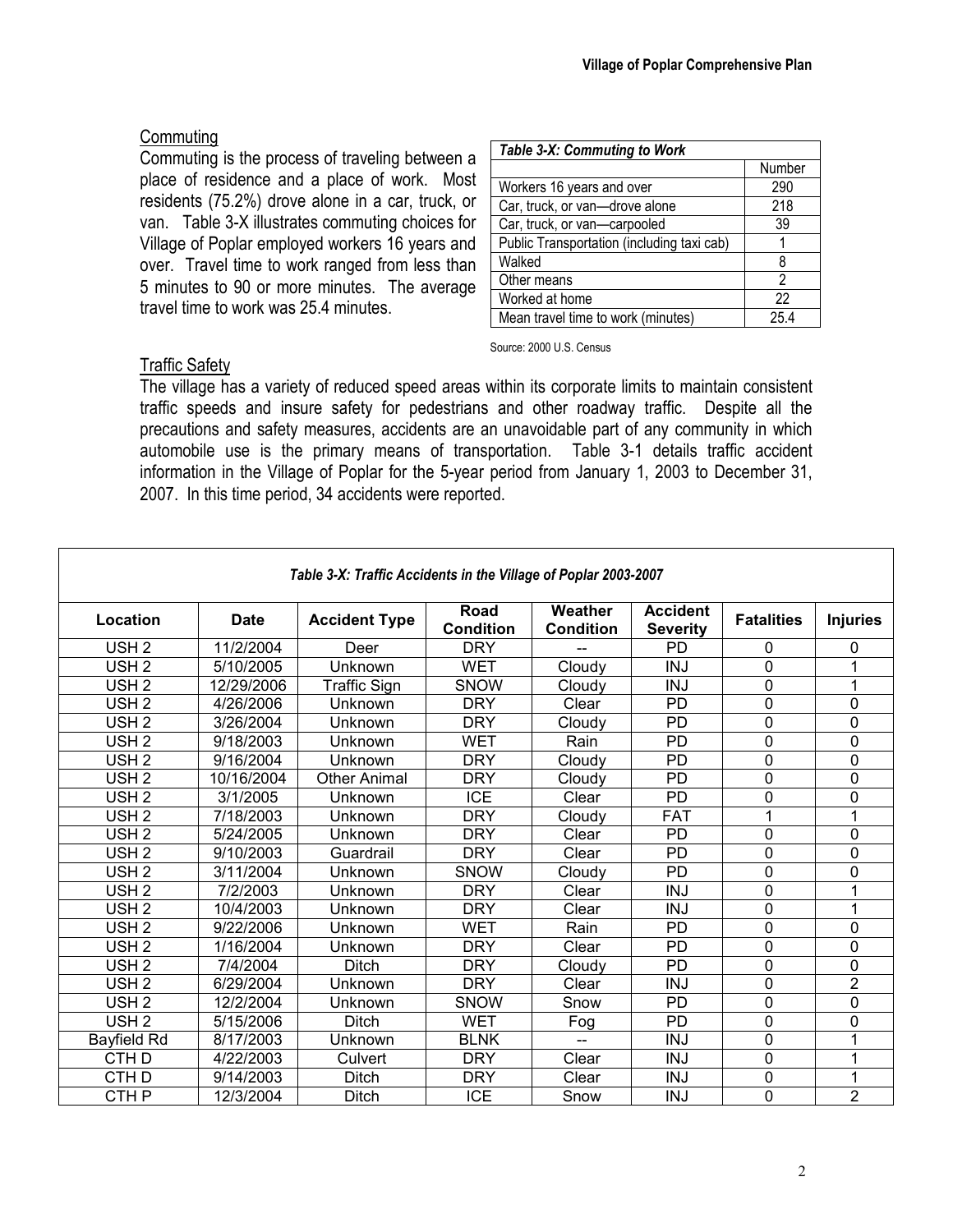### Commuting

Commuting is the process of traveling between a place of residence and a place of work. Most residents (75.2%) drove alone in a car, truck, or van. Table 3-X illustrates commuting choices for Village of Poplar employed workers 16 years and over. Travel time to work ranged from less than 5 minutes to 90 or more minutes. The average travel time to work was 25.4 minutes.

| *Table 3-X: Commuting to Work* | |
|---|---|
| | Number |
| Workers 16 years and over | 290 |
| Car, truck, or van—drove alone | 218 |
| Car, truck, or van—carpooled | 39 |
| Public Transportation (including taxi cab) | 1 |
| Walked | 8 |
| Other means | 2 |
| Worked at home | 22 |
| Mean travel time to work (minutes) | 25.4 |

Source: 2000 U.S. Census

### Traffic Safety

The village has a variety of reduced speed areas within its corporate limits to maintain consistent traffic speeds and insure safety for pedestrians and other roadway traffic. Despite all the precautions and safety measures, accidents are an unavoidable part of any community in which automobile use is the primary means of transportation. Table 3-1 details traffic accident information in the Village of Poplar for the 5-year period from January 1, 2003 to December 31, 2007. In this time period, 34 accidents were reported.

*Table 3-X: Traffic Accidents in the Village of Poplar 2003-2007*

| Location | Date | Accident Type | Road Condition | Weather Condition | Accident Severity | Fatalities | Injuries |
|---|---|---|---|---|---|---|---|
| USH 2 | 11/2/2004 | Deer | DRY | -- | PD | 0 | 0 |
| USH 2 | 5/10/2005 | Unknown | WET | Cloudy | INJ | 0 | 1 |
| USH 2 | 12/29/2006 | Traffic Sign | SNOW | Cloudy | INJ | 0 | 1 |
| USH 2 | 4/26/2006 | Unknown | DRY | Clear | PD | 0 | 0 |
| USH 2 | 3/26/2004 | Unknown | DRY | Cloudy | PD | 0 | 0 |
| USH 2 | 9/18/2003 | Unknown | WET | Rain | PD | 0 | 0 |
| USH 2 | 9/16/2004 | Unknown | DRY | Cloudy | PD | 0 | 0 |
| USH 2 | 10/16/2004 | Other Animal | DRY | Cloudy | PD | 0 | 0 |
| USH 2 | 3/1/2005 | Unknown | ICE | Clear | PD | 0 | 0 |
| USH 2 | 7/18/2003 | Unknown | DRY | Cloudy | FAT | 1 | 1 |
| USH 2 | 5/24/2005 | Unknown | DRY | Clear | PD | 0 | 0 |
| USH 2 | 9/10/2003 | Guardrail | DRY | Clear | PD | 0 | 0 |
| USH 2 | 3/11/2004 | Unknown | SNOW | Cloudy | PD | 0 | 0 |
| USH 2 | 7/2/2003 | Unknown | DRY | Clear | INJ | 0 | 1 |
| USH 2 | 10/4/2003 | Unknown | DRY | Clear | INJ | 0 | 1 |
| USH 2 | 9/22/2006 | Unknown | WET | Rain | PD | 0 | 0 |
| USH 2 | 1/16/2004 | Unknown | DRY | Clear | PD | 0 | 0 |
| USH 2 | 7/4/2004 | Ditch | DRY | Cloudy | PD | 0 | 0 |
| USH 2 | 6/29/2004 | Unknown | DRY | Clear | INJ | 0 | 2 |
| USH 2 | 12/2/2004 | Unknown | SNOW | Snow | PD | 0 | 0 |
| USH 2 | 5/15/2006 | Ditch | WET | Fog | PD | 0 | 0 |
| Bayfield Rd | 8/17/2003 | Unknown | BLNK | -- | INJ | 0 | 1 |
| CTH D | 4/22/2003 | Culvert | DRY | Clear | INJ | 0 | 1 |
| CTH D | 9/14/2003 | Ditch | DRY | Clear | INJ | 0 | 1 |
| CTH P | 12/3/2004 | Ditch | ICE | Snow | INJ | 0 | 2 |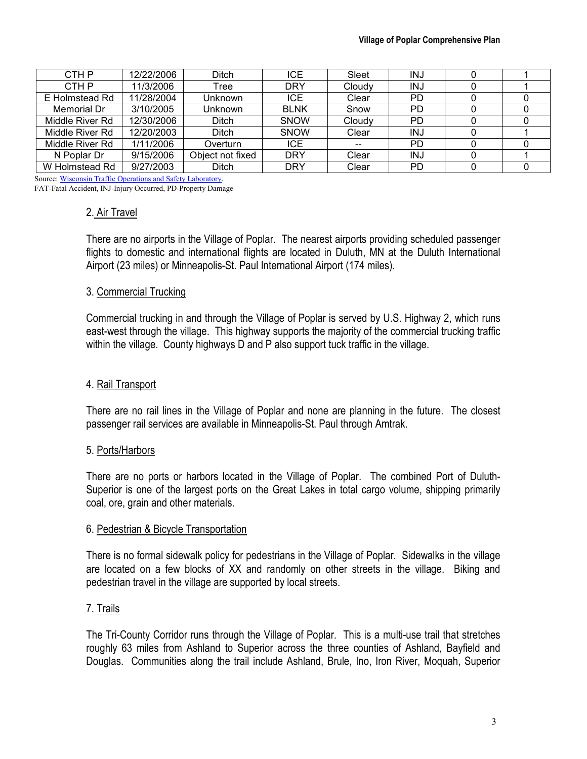| | | | | | | | |
|---|---|---|---|---|---|---|---|
| CTH P | 12/22/2006 | Ditch | ICE | Sleet | INJ | 0 | 1 |
| CTH P | 11/3/2006 | Tree | DRY | Cloudy | INJ | 0 | 1 |
| E Holmstead Rd | 11/28/2004 | Unknown | ICE | Clear | PD | 0 | 0 |
| Memorial Dr | 3/10/2005 | Unknown | BLNK | Snow | PD | 0 | 0 |
| Middle River Rd | 12/30/2006 | Ditch | SNOW | Cloudy | PD | 0 | 0 |
| Middle River Rd | 12/20/2003 | Ditch | SNOW | Clear | INJ | 0 | 1 |
| Middle River Rd | 1/11/2006 | Overturn | ICE | -- | PD | 0 | 0 |
| N Poplar Dr | 9/15/2006 | Object not fixed | DRY | Clear | INJ | 0 | 1 |
| W Holmstead Rd | 9/27/2003 | Ditch | DRY | Clear | PD | 0 | 0 |

Source: Wisconsin Traffic Operations and Safety Laboratory.
FAT-Fatal Accident, INJ-Injury Occurred, PD-Property Damage

2. Air Travel

There are no airports in the Village of Poplar. The nearest airports providing scheduled passenger flights to domestic and international flights are located in Duluth, MN at the Duluth International Airport (23 miles) or Minneapolis-St. Paul International Airport (174 miles).

3. Commercial Trucking

Commercial trucking in and through the Village of Poplar is served by U.S. Highway 2, which runs east-west through the village. This highway supports the majority of the commercial trucking traffic within the village. County highways D and P also support tuck traffic in the village.

4. Rail Transport

There are no rail lines in the Village of Poplar and none are planning in the future. The closest passenger rail services are available in Minneapolis-St. Paul through Amtrak.

5. Ports/Harbors

There are no ports or harbors located in the Village of Poplar. The combined Port of Duluth-Superior is one of the largest ports on the Great Lakes in total cargo volume, shipping primarily coal, ore, grain and other materials.

6. Pedestrian & Bicycle Transportation

There is no formal sidewalk policy for pedestrians in the Village of Poplar. Sidewalks in the village are located on a few blocks of XX and randomly on other streets in the village. Biking and pedestrian travel in the village are supported by local streets.

7. Trails

The Tri-County Corridor runs through the Village of Poplar. This is a multi-use trail that stretches roughly 63 miles from Ashland to Superior across the three counties of Ashland, Bayfield and Douglas. Communities along the trail include Ashland, Brule, Ino, Iron River, Moquah, Superior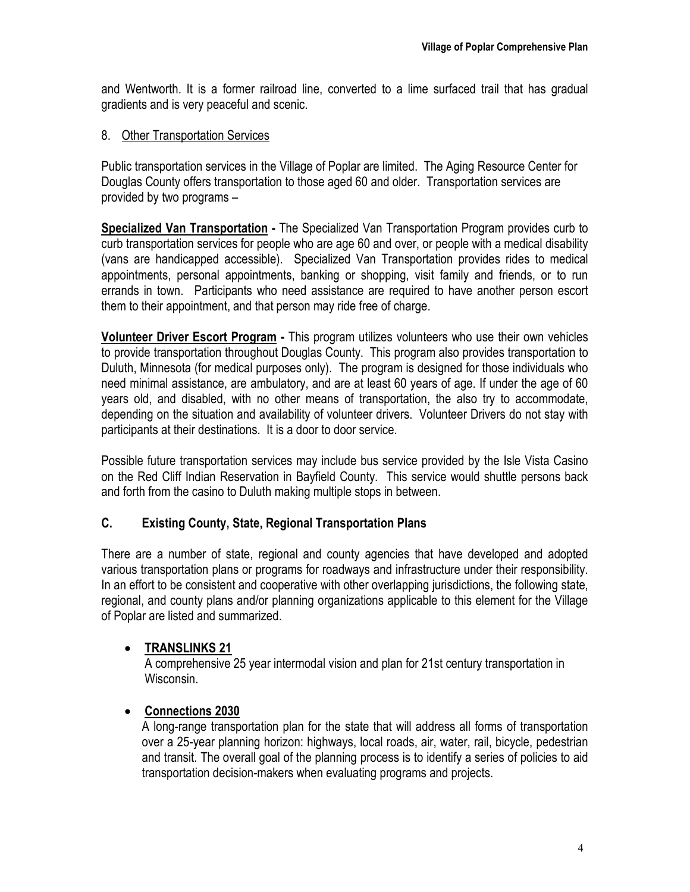and Wentworth. It is a former railroad line, converted to a lime surfaced trail that has gradual gradients and is very peaceful and scenic.

8. Other Transportation Services

Public transportation services in the Village of Poplar are limited. The Aging Resource Center for Douglas County offers transportation to those aged 60 and older. Transportation services are provided by two programs –

**Specialized Van Transportation -** The Specialized Van Transportation Program provides curb to curb transportation services for people who are age 60 and over, or people with a medical disability (vans are handicapped accessible). Specialized Van Transportation provides rides to medical appointments, personal appointments, banking or shopping, visit family and friends, or to run errands in town. Participants who need assistance are required to have another person escort them to their appointment, and that person may ride free of charge.

**Volunteer Driver Escort Program -** This program utilizes volunteers who use their own vehicles to provide transportation throughout Douglas County. This program also provides transportation to Duluth, Minnesota (for medical purposes only). The program is designed for those individuals who need minimal assistance, are ambulatory, and are at least 60 years of age. If under the age of 60 years old, and disabled, with no other means of transportation, the also try to accommodate, depending on the situation and availability of volunteer drivers. Volunteer Drivers do not stay with participants at their destinations. It is a door to door service.

Possible future transportation services may include bus service provided by the Isle Vista Casino on the Red Cliff Indian Reservation in Bayfield County. This service would shuttle persons back and forth from the casino to Duluth making multiple stops in between.

## C. Existing County, State, Regional Transportation Plans

There are a number of state, regional and county agencies that have developed and adopted various transportation plans or programs for roadways and infrastructure under their responsibility. In an effort to be consistent and cooperative with other overlapping jurisdictions, the following state, regional, and county plans and/or planning organizations applicable to this element for the Village of Poplar are listed and summarized.

- **TRANSLINKS 21**
  A comprehensive 25 year intermodal vision and plan for 21st century transportation in Wisconsin.

- **Connections 2030**
  A long-range transportation plan for the state that will address all forms of transportation over a 25-year planning horizon: highways, local roads, air, water, rail, bicycle, pedestrian and transit. The overall goal of the planning process is to identify a series of policies to aid transportation decision-makers when evaluating programs and projects.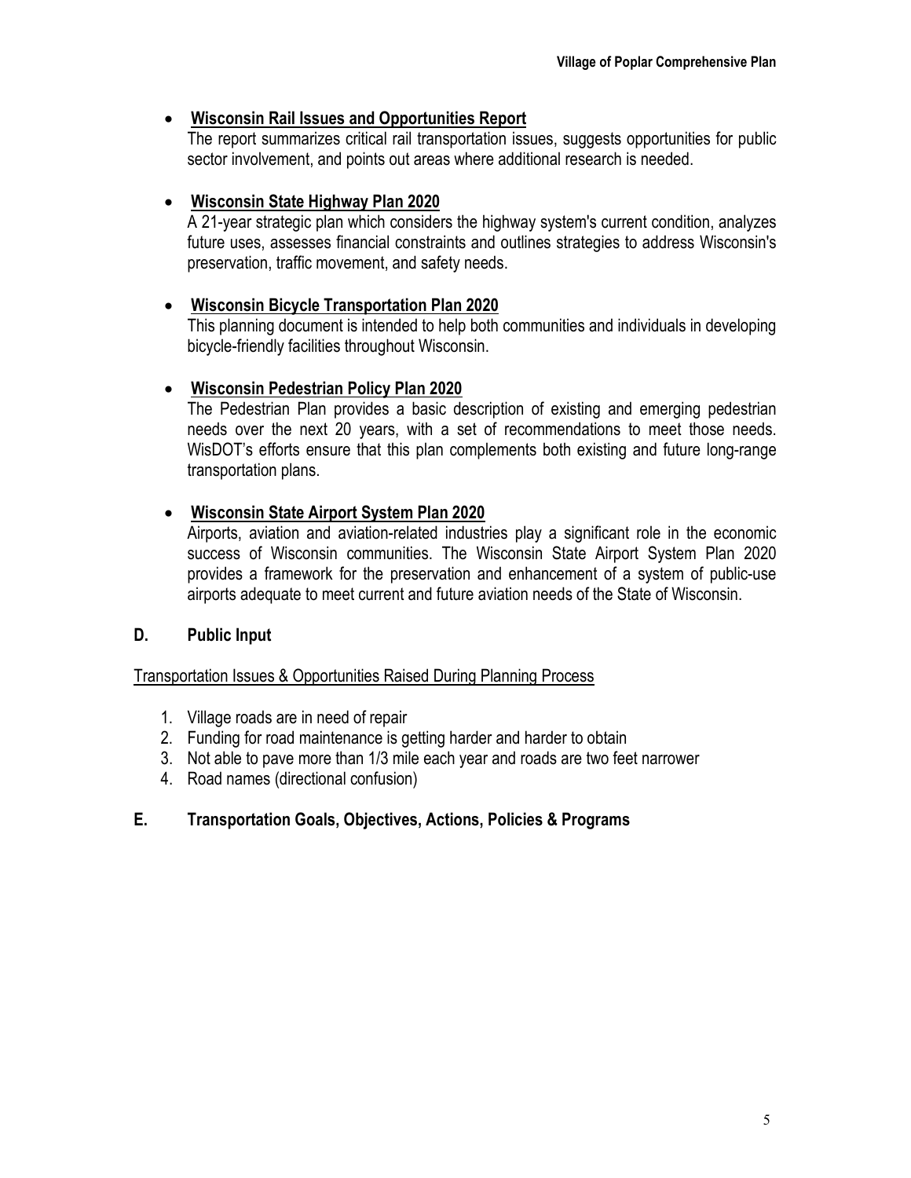- **Wisconsin Rail Issues and Opportunities Report**
  The report summarizes critical rail transportation issues, suggests opportunities for public sector involvement, and points out areas where additional research is needed.

- **Wisconsin State Highway Plan 2020**
  A 21-year strategic plan which considers the highway system's current condition, analyzes future uses, assesses financial constraints and outlines strategies to address Wisconsin's preservation, traffic movement, and safety needs.

- **Wisconsin Bicycle Transportation Plan 2020**
  This planning document is intended to help both communities and individuals in developing bicycle-friendly facilities throughout Wisconsin.

- **Wisconsin Pedestrian Policy Plan 2020**
  The Pedestrian Plan provides a basic description of existing and emerging pedestrian needs over the next 20 years, with a set of recommendations to meet those needs. WisDOT's efforts ensure that this plan complements both existing and future long-range transportation plans.

- **Wisconsin State Airport System Plan 2020**
  Airports, aviation and aviation-related industries play a significant role in the economic success of Wisconsin communities. The Wisconsin State Airport System Plan 2020 provides a framework for the preservation and enhancement of a system of public-use airports adequate to meet current and future aviation needs of the State of Wisconsin.

## D. Public Input

Transportation Issues & Opportunities Raised During Planning Process

1. Village roads are in need of repair
2. Funding for road maintenance is getting harder and harder to obtain
3. Not able to pave more than 1/3 mile each year and roads are two feet narrower
4. Road names (directional confusion)

## E. Transportation Goals, Objectives, Actions, Policies & Programs